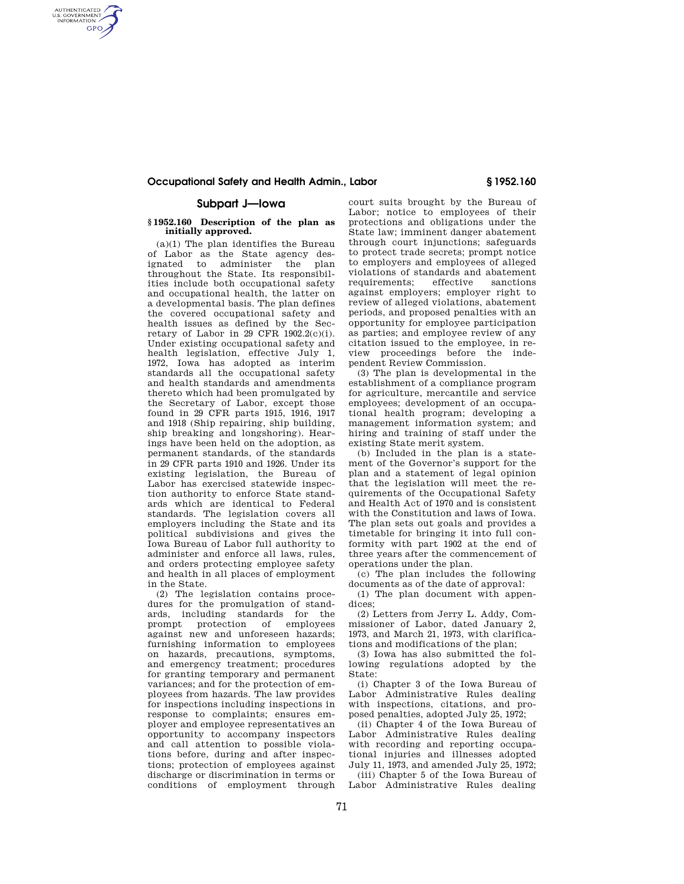## Subpart J—Iowa

### § 1952.160 Description of the plan as initially approved.

(a)(1) The plan identifies the Bureau of Labor as the State agency designated to administer the plan throughout the State. Its responsibilities include both occupational safety and occupational health, the latter on a developmental basis. The plan defines the covered occupational safety and health issues as defined by the Secretary of Labor in 29 CFR 1902.2(c)(i). Under existing occupational safety and health legislation, effective July 1, 1972, Iowa has adopted as interim standards all the occupational safety and health standards and amendments thereto which had been promulgated by the Secretary of Labor, except those found in 29 CFR parts 1915, 1916, 1917 and 1918 (Ship repairing, ship building, ship breaking and longshoring). Hearings have been held on the adoption, as permanent standards, of the standards in 29 CFR parts 1910 and 1926. Under its existing legislation, the Bureau of Labor has exercised statewide inspection authority to enforce State standards which are identical to Federal standards. The legislation covers all employers including the State and its political subdivisions and gives the Iowa Bureau of Labor full authority to administer and enforce all laws, rules, and orders protecting employee safety and health in all places of employment in the State.

(2) The legislation contains procedures for the promulgation of standards, including standards for the prompt protection of employees against new and unforeseen hazards; furnishing information to employees on hazards, precautions, symptoms, and emergency treatment; procedures for granting temporary and permanent variances; and for the protection of employees from hazards. The law provides for inspections including inspections in response to complaints; ensures employer and employee representatives an opportunity to accompany inspectors and call attention to possible violations before, during and after inspections; protection of employees against discharge or discrimination in terms or conditions of employment through court suits brought by the Bureau of Labor; notice to employees of their protections and obligations under the State law; imminent danger abatement through court injunctions; safeguards to protect trade secrets; prompt notice to employers and employees of alleged violations of standards and abatement requirements; effective sanctions against employers; employer right to review of alleged violations, abatement periods, and proposed penalties with an opportunity for employee participation as parties; and employee review of any citation issued to the employee, in review proceedings before the independent Review Commission.

(3) The plan is developmental in the establishment of a compliance program for agriculture, mercantile and service employees; development of an occupational health program; developing a management information system; and hiring and training of staff under the existing State merit system.

(b) Included in the plan is a statement of the Governor's support for the plan and a statement of legal opinion that the legislation will meet the requirements of the Occupational Safety and Health Act of 1970 and is consistent with the Constitution and laws of Iowa. The plan sets out goals and provides a timetable for bringing it into full conformity with part 1902 at the end of three years after the commencement of operations under the plan.

(c) The plan includes the following documents as of the date of approval:

(1) The plan document with appendices;

(2) Letters from Jerry L. Addy, Commissioner of Labor, dated January 2, 1973, and March 21, 1973, with clarifications and modifications of the plan;

(3) Iowa has also submitted the following regulations adopted by the State:

(i) Chapter 3 of the Iowa Bureau of Labor Administrative Rules dealing with inspections, citations, and proposed penalties, adopted July 25, 1972;

(ii) Chapter 4 of the Iowa Bureau of Labor Administrative Rules dealing with recording and reporting occupational injuries and illnesses adopted July 11, 1973, and amended July 25, 1972;

(iii) Chapter 5 of the Iowa Bureau of Labor Administrative Rules dealing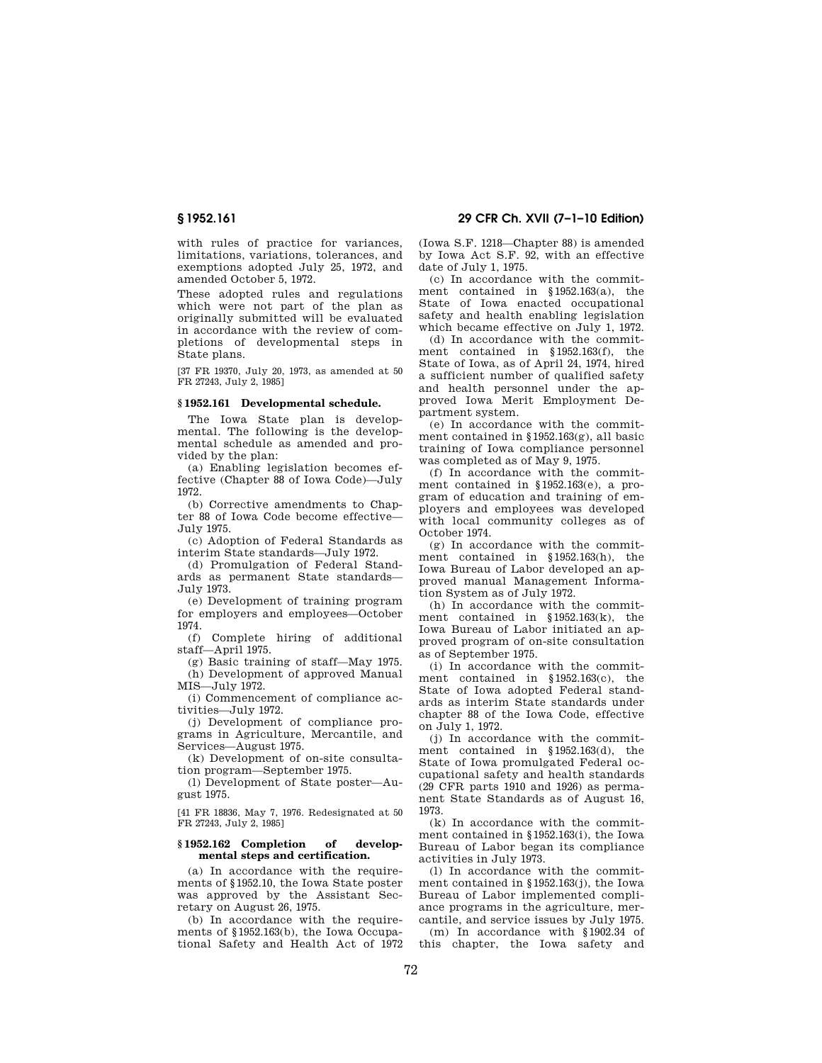with rules of practice for variances, limitations, variations, tolerances, and exemptions adopted July 25, 1972, and amended October 5, 1972.

These adopted rules and regulations which were not part of the plan as originally submitted will be evaluated in accordance with the review of completions of developmental steps in State plans.

[37 FR 19370, July 20, 1973, as amended at 50 FR 27243, July 2, 1985]

### § 1952.161 Developmental schedule.

The Iowa State plan is developmental. The following is the developmental schedule as amended and provided by the plan:

(a) Enabling legislation becomes effective (Chapter 88 of Iowa Code)—July 1972.

(b) Corrective amendments to Chapter 88 of Iowa Code become effective—July 1975.

(c) Adoption of Federal Standards as interim State standards—July 1972.

(d) Promulgation of Federal Standards as permanent State standards—July 1973.

(e) Development of training program for employers and employees—October 1974.

(f) Complete hiring of additional staff—April 1975.

(g) Basic training of staff—May 1975.

(h) Development of approved Manual MIS—July 1972.

(i) Commencement of compliance activities—July 1972.

(j) Development of compliance programs in Agriculture, Mercantile, and Services—August 1975.

(k) Development of on-site consultation program—September 1975.

(l) Development of State poster—August 1975.

[41 FR 18836, May 7, 1976. Redesignated at 50 FR 27243, July 2, 1985]

### § 1952.162 Completion of developmental steps and certification.

(a) In accordance with the requirements of § 1952.10, the Iowa State poster was approved by the Assistant Secretary on August 26, 1975.

(b) In accordance with the requirements of § 1952.163(b), the Iowa Occupational Safety and Health Act of 1972 (Iowa S.F. 1218—Chapter 88) is amended by Iowa Act S.F. 92, with an effective date of July 1, 1975.

(c) In accordance with the commitment contained in § 1952.163(a), the State of Iowa enacted occupational safety and health enabling legislation which became effective on July 1, 1972.

(d) In accordance with the commitment contained in § 1952.163(f), the State of Iowa, as of April 24, 1974, hired a sufficient number of qualified safety and health personnel under the approved Iowa Merit Employment Department system.

(e) In accordance with the commitment contained in § 1952.163(g), all basic training of Iowa compliance personnel was completed as of May 9, 1975.

(f) In accordance with the commitment contained in § 1952.163(e), a program of education and training of employers and employees was developed with local community colleges as of October 1974.

(g) In accordance with the commitment contained in § 1952.163(h), the Iowa Bureau of Labor developed an approved manual Management Information System as of July 1972.

(h) In accordance with the commitment contained in § 1952.163(k), the Iowa Bureau of Labor initiated an approved program of on-site consultation as of September 1975.

(i) In accordance with the commitment contained in § 1952.163(c), the State of Iowa adopted Federal standards as interim State standards under chapter 88 of the Iowa Code, effective on July 1, 1972.

(j) In accordance with the commitment contained in § 1952.163(d), the State of Iowa promulgated Federal occupational safety and health standards (29 CFR parts 1910 and 1926) as permanent State Standards as of August 16, 1973.

(k) In accordance with the commitment contained in § 1952.163(i), the Iowa Bureau of Labor began its compliance activities in July 1973.

(l) In accordance with the commitment contained in § 1952.163(j), the Iowa Bureau of Labor implemented compliance programs in the agriculture, mercantile, and service issues by July 1975.

(m) In accordance with § 1902.34 of this chapter, the Iowa safety and